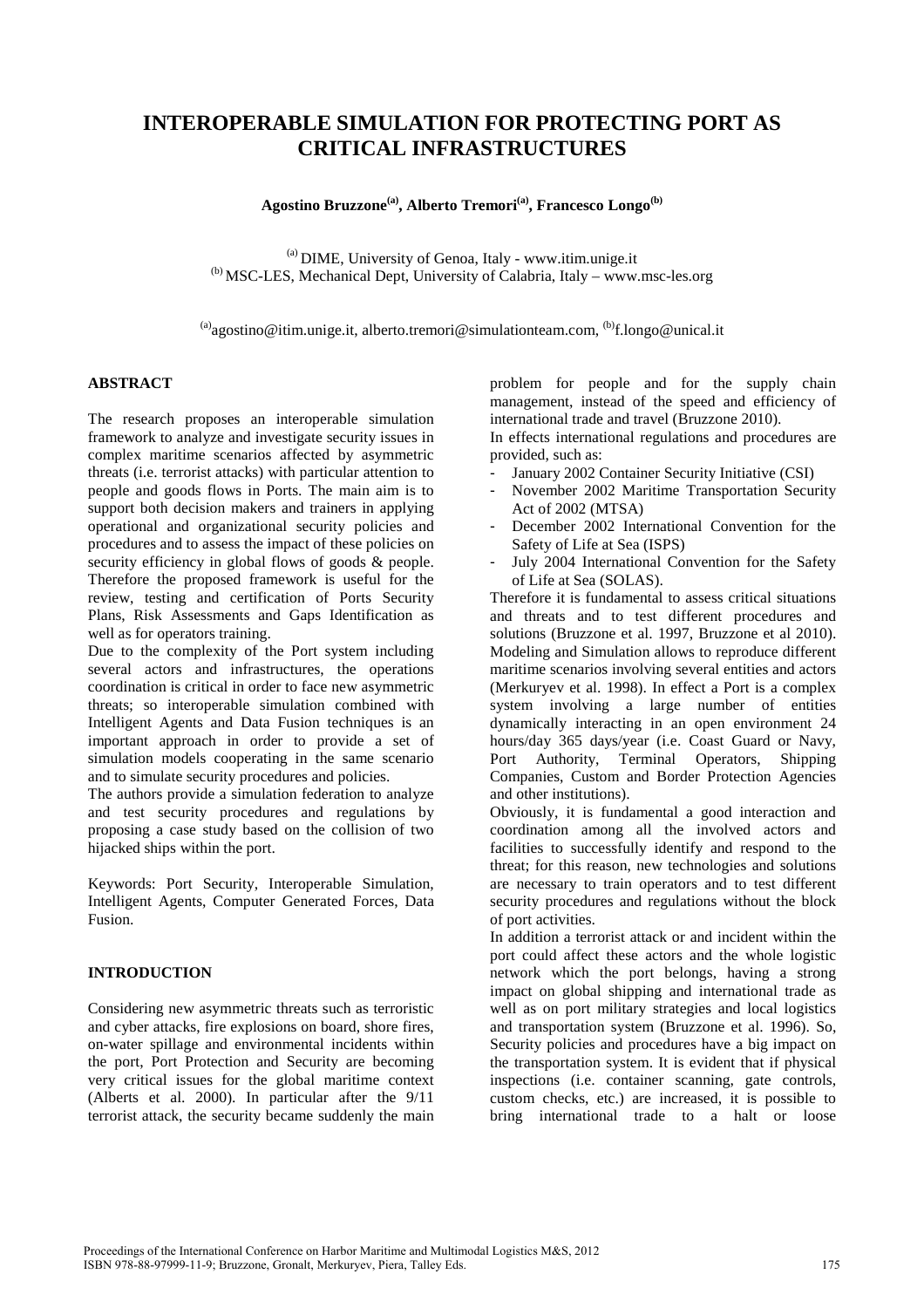# INTEROPERABLE SIMULATION FOR PROTECTING PORT AS CRITICAL INFRASTRUCTURES

**Agostino Bruzzone[(a)], Alberto Tremori[(a)], Francesco Longo[(b)]**

[(a)] DIME, University of Genoa, Italy - www.itim.unige.it
[(b)] MSC-LES, Mechanical Dept, University of Calabria, Italy – www.msc-les.org

[(a)]agostino@itim.unige.it, alberto.tremori@simulationteam.com, [(b)]f.longo@unical.it

## ABSTRACT

The research proposes an interoperable simulation framework to analyze and investigate security issues in complex maritime scenarios affected by asymmetric threats (i.e. terrorist attacks) with particular attention to people and goods flows in Ports. The main aim is to support both decision makers and trainers in applying operational and organizational security policies and procedures and to assess the impact of these policies on security efficiency in global flows of goods & people. Therefore the proposed framework is useful for the review, testing and certification of Ports Security Plans, Risk Assessments and Gaps Identification as well as for operators training.

Due to the complexity of the Port system including several actors and infrastructures, the operations coordination is critical in order to face new asymmetric threats; so interoperable simulation combined with Intelligent Agents and Data Fusion techniques is an important approach in order to provide a set of simulation models cooperating in the same scenario and to simulate security procedures and policies.

The authors provide a simulation federation to analyze and test security procedures and regulations by proposing a case study based on the collision of two hijacked ships within the port.

Keywords: Port Security, Interoperable Simulation, Intelligent Agents, Computer Generated Forces, Data Fusion.

## INTRODUCTION

Considering new asymmetric threats such as terroristic and cyber attacks, fire explosions on board, shore fires, on-water spillage and environmental incidents within the port, Port Protection and Security are becoming very critical issues for the global maritime context (Alberts et al. 2000). In particular after the 9/11 terrorist attack, the security became suddenly the main problem for people and for the supply chain management, instead of the speed and efficiency of international trade and travel (Bruzzone 2010).

In effects international regulations and procedures are provided, such as:

- January 2002 Container Security Initiative (CSI)
- November 2002 Maritime Transportation Security Act of 2002 (MTSA)
- December 2002 International Convention for the Safety of Life at Sea (ISPS)
- July 2004 International Convention for the Safety of Life at Sea (SOLAS).

Therefore it is fundamental to assess critical situations and threats and to test different procedures and solutions (Bruzzone et al. 1997, Bruzzone et al 2010). Modeling and Simulation allows to reproduce different maritime scenarios involving several entities and actors (Merkuryev et al. 1998). In effect a Port is a complex system involving a large number of entities dynamically interacting in an open environment 24 hours/day 365 days/year (i.e. Coast Guard or Navy, Port Authority, Terminal Operators, Shipping Companies, Custom and Border Protection Agencies and other institutions).

Obviously, it is fundamental a good interaction and coordination among all the involved actors and facilities to successfully identify and respond to the threat; for this reason, new technologies and solutions are necessary to train operators and to test different security procedures and regulations without the block of port activities.

In addition a terrorist attack or and incident within the port could affect these actors and the whole logistic network which the port belongs, having a strong impact on global shipping and international trade as well as on port military strategies and local logistics and transportation system (Bruzzone et al. 1996). So, Security policies and procedures have a big impact on the transportation system. It is evident that if physical inspections (i.e. container scanning, gate controls, custom checks, etc.) are increased, it is possible to bring international trade to a halt or loose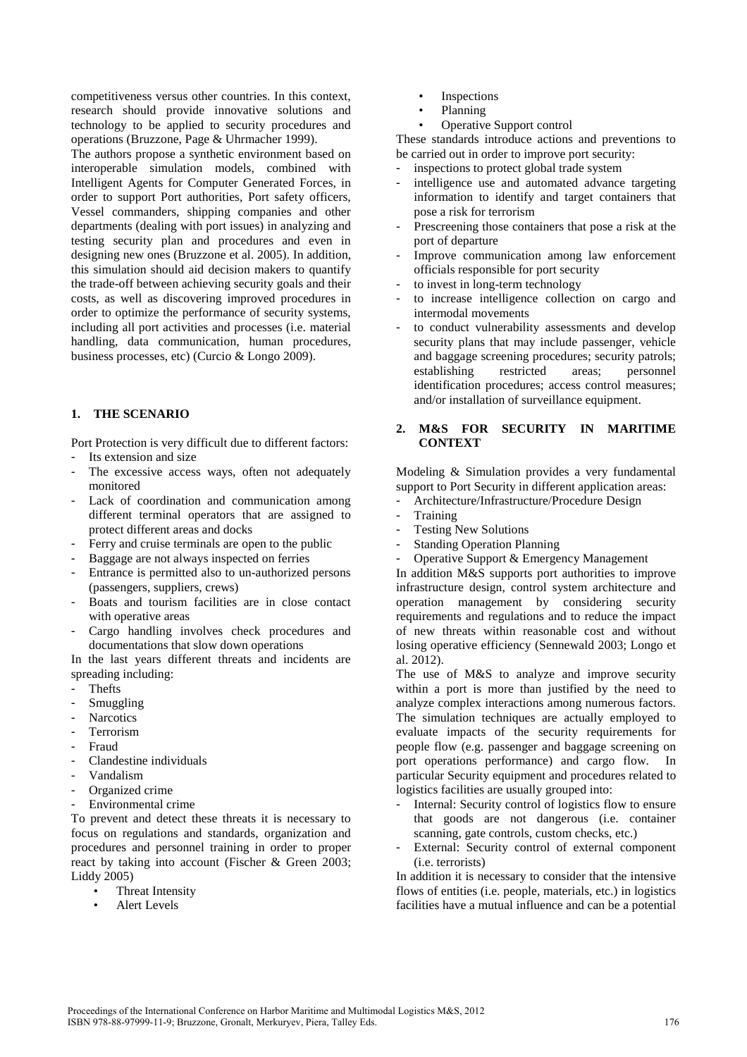competitiveness versus other countries. In this context, research should provide innovative solutions and technology to be applied to security procedures and operations (Bruzzone, Page & Uhrmacher 1999).

The authors propose a synthetic environment based on interoperable simulation models, combined with Intelligent Agents for Computer Generated Forces, in order to support Port authorities, Port safety officers, Vessel commanders, shipping companies and other departments (dealing with port issues) in analyzing and testing security plan and procedures and even in designing new ones (Bruzzone et al. 2005). In addition, this simulation should aid decision makers to quantify the trade-off between achieving security goals and their costs, as well as discovering improved procedures in order to optimize the performance of security systems, including all port activities and processes (i.e. material handling, data communication, human procedures, business processes, etc) (Curcio & Longo 2009).

## 1. THE SCENARIO

Port Protection is very difficult due to different factors:

- Its extension and size
- The excessive access ways, often not adequately monitored
- Lack of coordination and communication among different terminal operators that are assigned to protect different areas and docks
- Ferry and cruise terminals are open to the public
- Baggage are not always inspected on ferries
- Entrance is permitted also to un-authorized persons (passengers, suppliers, crews)
- Boats and tourism facilities are in close contact with operative areas
- Cargo handling involves check procedures and documentations that slow down operations

In the last years different threats and incidents are spreading including:

- Thefts
- Smuggling
- Narcotics
- Terrorism
- Fraud
- Clandestine individuals
- Vandalism
- Organized crime
- Environmental crime

To prevent and detect these threats it is necessary to focus on regulations and standards, organization and procedures and personnel training in order to proper react by taking into account (Fischer & Green 2003; Liddy 2005)

- Threat Intensity
- Alert Levels
- Inspections
- Planning
- Operative Support control

These standards introduce actions and preventions to be carried out in order to improve port security:

- inspections to protect global trade system
- intelligence use and automated advance targeting information to identify and target containers that pose a risk for terrorism
- Prescreening those containers that pose a risk at the port of departure
- Improve communication among law enforcement officials responsible for port security
- to invest in long-term technology
- to increase intelligence collection on cargo and intermodal movements
- to conduct vulnerability assessments and develop security plans that may include passenger, vehicle and baggage screening procedures; security patrols; establishing restricted areas; personnel identification procedures; access control measures; and/or installation of surveillance equipment.

## 2. M&S FOR SECURITY IN MARITIME CONTEXT

Modeling & Simulation provides a very fundamental support to Port Security in different application areas:

- Architecture/Infrastructure/Procedure Design
- Training
- Testing New Solutions
- Standing Operation Planning
- Operative Support & Emergency Management

In addition M&S supports port authorities to improve infrastructure design, control system architecture and operation management by considering security requirements and regulations and to reduce the impact of new threats within reasonable cost and without losing operative efficiency (Sennewald 2003; Longo et al. 2012).

The use of M&S to analyze and improve security within a port is more than justified by the need to analyze complex interactions among numerous factors. The simulation techniques are actually employed to evaluate impacts of the security requirements for people flow (e.g. passenger and baggage screening on port operations performance) and cargo flow. In particular Security equipment and procedures related to logistics facilities are usually grouped into:

- Internal: Security control of logistics flow to ensure that goods are not dangerous (i.e. container scanning, gate controls, custom checks, etc.)
- External: Security control of external component (i.e. terrorists)

In addition it is necessary to consider that the intensive flows of entities (i.e. people, materials, etc.) in logistics facilities have a mutual influence and can be a potential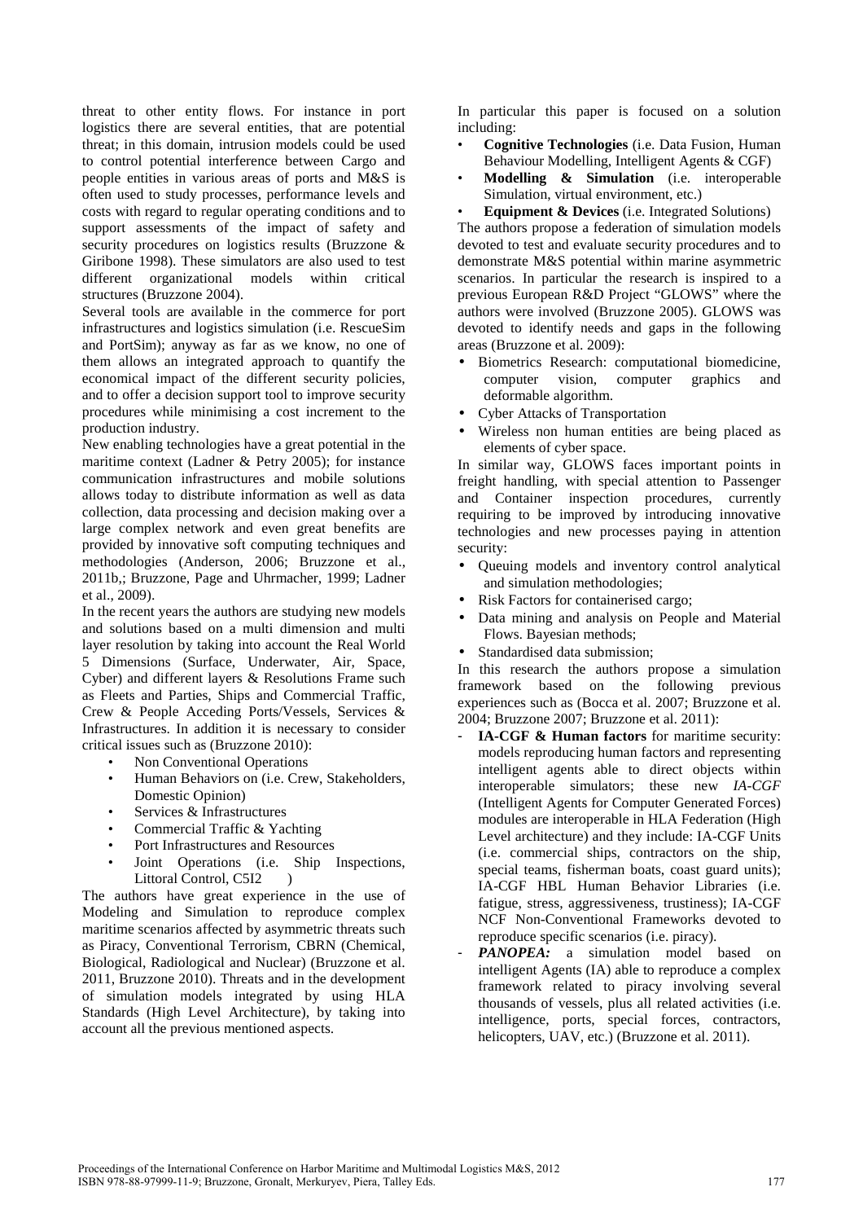threat to other entity flows. For instance in port logistics there are several entities, that are potential threat; in this domain, intrusion models could be used to control potential interference between Cargo and people entities in various areas of ports and M&S is often used to study processes, performance levels and costs with regard to regular operating conditions and to support assessments of the impact of safety and security procedures on logistics results (Bruzzone & Giribone 1998). These simulators are also used to test different organizational models within critical structures (Bruzzone 2004).

Several tools are available in the commerce for port infrastructures and logistics simulation (i.e. RescueSim and PortSim); anyway as far as we know, no one of them allows an integrated approach to quantify the economical impact of the different security policies, and to offer a decision support tool to improve security procedures while minimising a cost increment to the production industry.

New enabling technologies have a great potential in the maritime context (Ladner & Petry 2005); for instance communication infrastructures and mobile solutions allows today to distribute information as well as data collection, data processing and decision making over a large complex network and even great benefits are provided by innovative soft computing techniques and methodologies (Anderson, 2006; Bruzzone et al., 2011b,; Bruzzone, Page and Uhrmacher, 1999; Ladner et al., 2009).

In the recent years the authors are studying new models and solutions based on a multi dimension and multi layer resolution by taking into account the Real World 5 Dimensions (Surface, Underwater, Air, Space, Cyber) and different layers & Resolutions Frame such as Fleets and Parties, Ships and Commercial Traffic, Crew & People Acceding Ports/Vessels, Services & Infrastructures. In addition it is necessary to consider critical issues such as (Bruzzone 2010):

- Non Conventional Operations
- Human Behaviors on (i.e. Crew, Stakeholders, Domestic Opinion)
- Services & Infrastructures
- Commercial Traffic & Yachting
- Port Infrastructures and Resources
- Joint Operations (i.e. Ship Inspections, Littoral Control, C5I2 )

The authors have great experience in the use of Modeling and Simulation to reproduce complex maritime scenarios affected by asymmetric threats such as Piracy, Conventional Terrorism, CBRN (Chemical, Biological, Radiological and Nuclear) (Bruzzone et al. 2011, Bruzzone 2010). Threats and in the development of simulation models integrated by using HLA Standards (High Level Architecture), by taking into account all the previous mentioned aspects.

In particular this paper is focused on a solution including:

- **Cognitive Technologies** (i.e. Data Fusion, Human Behaviour Modelling, Intelligent Agents & CGF)
- **Modelling & Simulation** (i.e. interoperable Simulation, virtual environment, etc.)
- **Equipment & Devices** (i.e. Integrated Solutions)

The authors propose a federation of simulation models devoted to test and evaluate security procedures and to demonstrate M&S potential within marine asymmetric scenarios. In particular the research is inspired to a previous European R&D Project "GLOWS" where the authors were involved (Bruzzone 2005). GLOWS was devoted to identify needs and gaps in the following areas (Bruzzone et al. 2009):

- Biometrics Research: computational biomedicine, computer vision, computer graphics and deformable algorithm.
- Cyber Attacks of Transportation
- Wireless non human entities are being placed as elements of cyber space.

In similar way, GLOWS faces important points in freight handling, with special attention to Passenger and Container inspection procedures, currently requiring to be improved by introducing innovative technologies and new processes paying in attention security:

- Queuing models and inventory control analytical and simulation methodologies;
- Risk Factors for containerised cargo;
- Data mining and analysis on People and Material Flows. Bayesian methods;
- Standardised data submission;

In this research the authors propose a simulation framework based on the following previous experiences such as (Bocca et al. 2007; Bruzzone et al. 2004; Bruzzone 2007; Bruzzone et al. 2011):

- **IA-CGF & Human factors** for maritime security: models reproducing human factors and representing intelligent agents able to direct objects within interoperable simulators; these new *IA-CGF* (Intelligent Agents for Computer Generated Forces) modules are interoperable in HLA Federation (High Level architecture) and they include: IA-CGF Units (i.e. commercial ships, contractors on the ship, special teams, fisherman boats, coast guard units); IA-CGF HBL Human Behavior Libraries (i.e. fatigue, stress, aggressiveness, trustiness); IA-CGF NCF Non-Conventional Frameworks devoted to reproduce specific scenarios (i.e. piracy).
- ***PANOPEA:*** a simulation model based on intelligent Agents (IA) able to reproduce a complex framework related to piracy involving several thousands of vessels, plus all related activities (i.e. intelligence, ports, special forces, contractors, helicopters, UAV, etc.) (Bruzzone et al. 2011).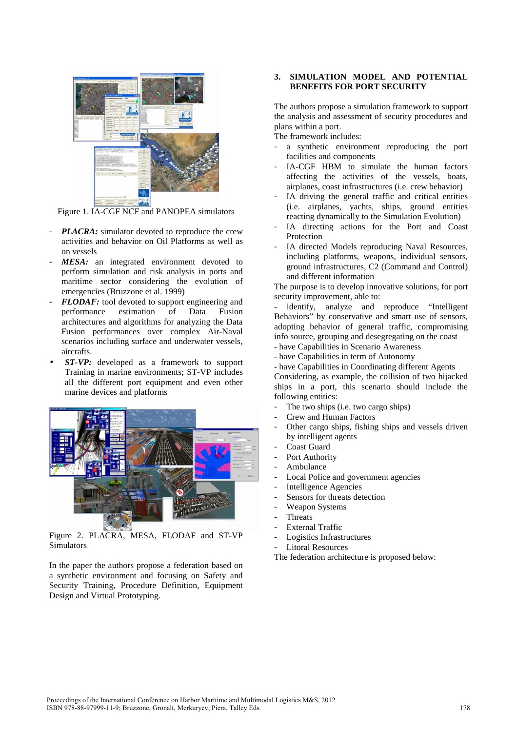Figure 1. IA-CGF NCF and PANOPEA simulators

- ***PLACRA:*** simulator devoted to reproduce the crew activities and behavior on Oil Platforms as well as on vessels
- ***MESA:*** an integrated environment devoted to perform simulation and risk analysis in ports and maritime sector considering the evolution of emergencies (Bruzzone et al. 1999)
- ***FLODAF:*** tool devoted to support engineering and performance estimation of Data Fusion architectures and algorithms for analyzing the Data Fusion performances over complex Air-Naval scenarios including surface and underwater vessels, aircrafts.
- ***ST-VP:*** developed as a framework to support Training in marine environments; ST-VP includes all the different port equipment and even other marine devices and platforms

Figure 2. PLACRA, MESA, FLODAF and ST-VP Simulators

In the paper the authors propose a federation based on a synthetic environment and focusing on Safety and Security Training, Procedure Definition, Equipment Design and Virtual Prototyping.

## 3. SIMULATION MODEL AND POTENTIAL BENEFITS FOR PORT SECURITY

The authors propose a simulation framework to support the analysis and assessment of security procedures and plans within a port.

The framework includes:

- a synthetic environment reproducing the port facilities and components
- IA-CGF HBM to simulate the human factors affecting the activities of the vessels, boats, airplanes, coast infrastructures (i.e. crew behavior)
- IA driving the general traffic and critical entities (i.e. airplanes, yachts, ships, ground entities reacting dynamically to the Simulation Evolution)
- IA directing actions for the Port and Coast Protection
- IA directed Models reproducing Naval Resources, including platforms, weapons, individual sensors, ground infrastructures, C2 (Command and Control) and different information

The purpose is to develop innovative solutions, for port security improvement, able to:

- identify, analyze and reproduce "Intelligent Behaviors" by conservative and smart use of sensors, adopting behavior of general traffic, compromising info source, grouping and desegregating on the coast
- have Capabilities in Scenario Awareness
- have Capabilities in term of Autonomy
- have Capabilities in Coordinating different Agents

Considering, as example, the collision of two hijacked ships in a port, this scenario should include the following entities:

- The two ships (i.e. two cargo ships)
- Crew and Human Factors
- Other cargo ships, fishing ships and vessels driven by intelligent agents
- Coast Guard
- Port Authority
- Ambulance
- Local Police and government agencies
- Intelligence Agencies
- Sensors for threats detection
- Weapon Systems
- Threats
- External Traffic
- Logistics Infrastructures
- Litoral Resources

The federation architecture is proposed below: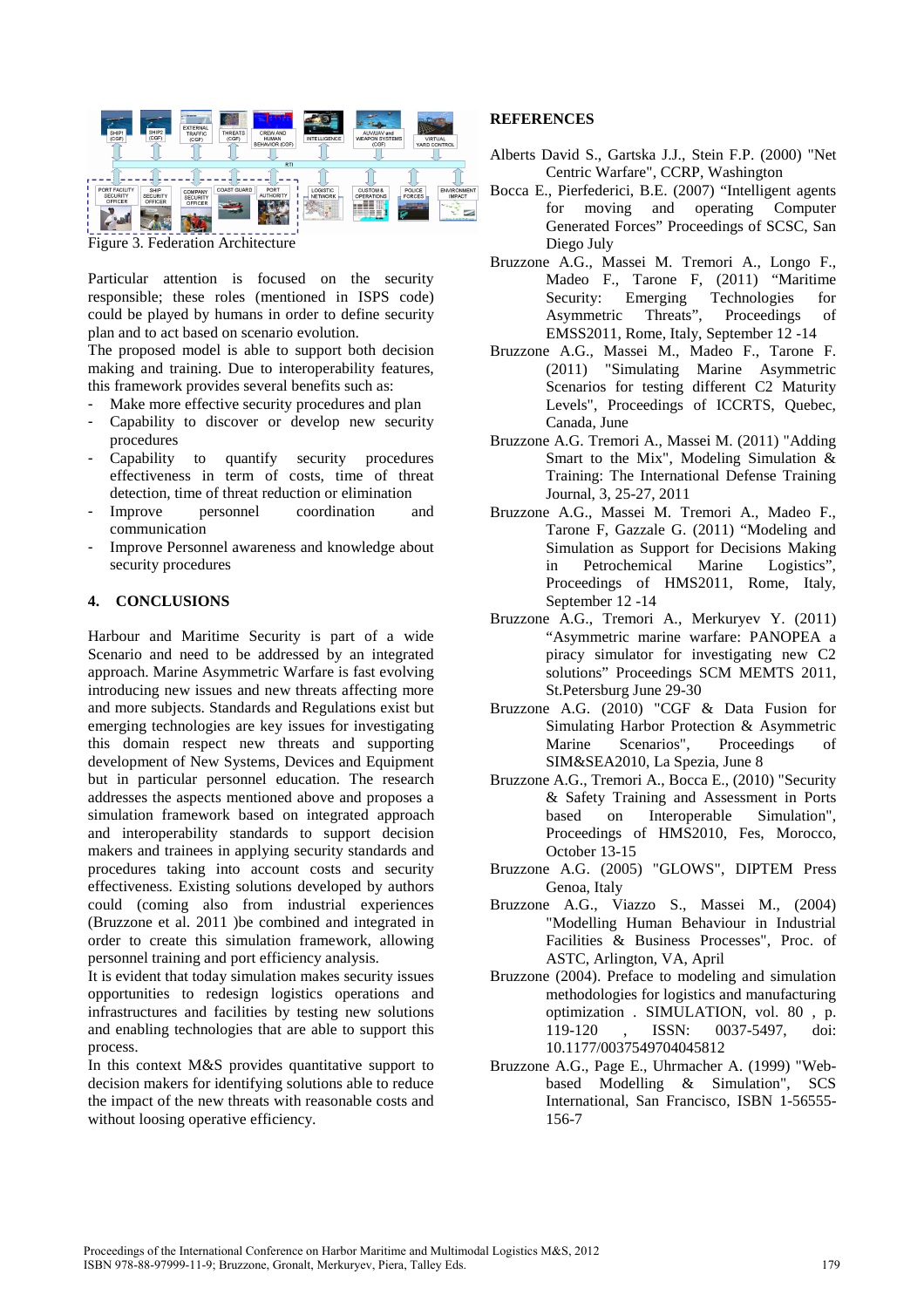Figure 3. Federation Architecture

Particular attention is focused on the security responsible; these roles (mentioned in ISPS code) could be played by humans in order to define security plan and to act based on scenario evolution.
The proposed model is able to support both decision making and training. Due to interoperability features, this framework provides several benefits such as:

- Make more effective security procedures and plan
- Capability to discover or develop new security procedures
- Capability to quantify security procedures effectiveness in term of costs, time of threat detection, time of threat reduction or elimination
- Improve personnel coordination and communication
- Improve Personnel awareness and knowledge about security procedures

## 4. CONCLUSIONS

Harbour and Maritime Security is part of a wide Scenario and need to be addressed by an integrated approach. Marine Asymmetric Warfare is fast evolving introducing new issues and new threats affecting more and more subjects. Standards and Regulations exist but emerging technologies are key issues for investigating this domain respect new threats and supporting development of New Systems, Devices and Equipment but in particular personnel education. The research addresses the aspects mentioned above and proposes a simulation framework based on integrated approach and interoperability standards to support decision makers and trainees in applying security standards and procedures taking into account costs and security effectiveness. Existing solutions developed by authors could (coming also from industrial experiences (Bruzzone et al. 2011 )be combined and integrated in order to create this simulation framework, allowing personnel training and port efficiency analysis.
It is evident that today simulation makes security issues opportunities to redesign logistics operations and infrastructures and facilities by testing new solutions and enabling technologies that are able to support this process.
In this context M&S provides quantitative support to decision makers for identifying solutions able to reduce the impact of the new threats with reasonable costs and without loosing operative efficiency.

## REFERENCES

Alberts David S., Gartska J.J., Stein F.P. (2000) "Net Centric Warfare", CCRP, Washington

Bocca E., Pierfederici, B.E. (2007) "Intelligent agents for moving and operating Computer Generated Forces" Proceedings of SCSC, San Diego July

Bruzzone A.G., Massei M. Tremori A., Longo F., Madeo F., Tarone F, (2011) "Maritime Security: Emerging Technologies for Asymmetric Threats", Proceedings of EMSS2011, Rome, Italy, September 12 -14

Bruzzone A.G., Massei M., Madeo F., Tarone F. (2011) "Simulating Marine Asymmetric Scenarios for testing different C2 Maturity Levels", Proceedings of ICCRTS, Quebec, Canada, June

Bruzzone A.G. Tremori A., Massei M. (2011) "Adding Smart to the Mix", Modeling Simulation & Training: The International Defense Training Journal, 3, 25-27, 2011

Bruzzone A.G., Massei M. Tremori A., Madeo F., Tarone F, Gazzale G. (2011) "Modeling and Simulation as Support for Decisions Making in Petrochemical Marine Logistics", Proceedings of HMS2011, Rome, Italy, September 12 -14

Bruzzone A.G., Tremori A., Merkuryev Y. (2011) "Asymmetric marine warfare: PANOPEA a piracy simulator for investigating new C2 solutions" Proceedings SCM MEMTS 2011, St.Petersburg June 29-30

Bruzzone A.G. (2010) "CGF & Data Fusion for Simulating Harbor Protection & Asymmetric Marine Scenarios", Proceedings of SIM&SEA2010, La Spezia, June 8

Bruzzone A.G., Tremori A., Bocca E., (2010) "Security & Safety Training and Assessment in Ports based on Interoperable Simulation", Proceedings of HMS2010, Fes, Morocco, October 13-15

Bruzzone A.G. (2005) "GLOWS", DIPTEM Press Genoa, Italy

Bruzzone A.G., Viazzo S., Massei M., (2004) "Modelling Human Behaviour in Industrial Facilities & Business Processes", Proc. of ASTC, Arlington, VA, April

Bruzzone (2004). Preface to modeling and simulation methodologies for logistics and manufacturing optimization . SIMULATION, vol. 80 , p. 119-120 , ISSN: 0037-5497, doi: 10.1177/0037549704045812

Bruzzone A.G., Page E., Uhrmacher A. (1999) "Web-based Modelling & Simulation", SCS International, San Francisco, ISBN 1-56555-156-7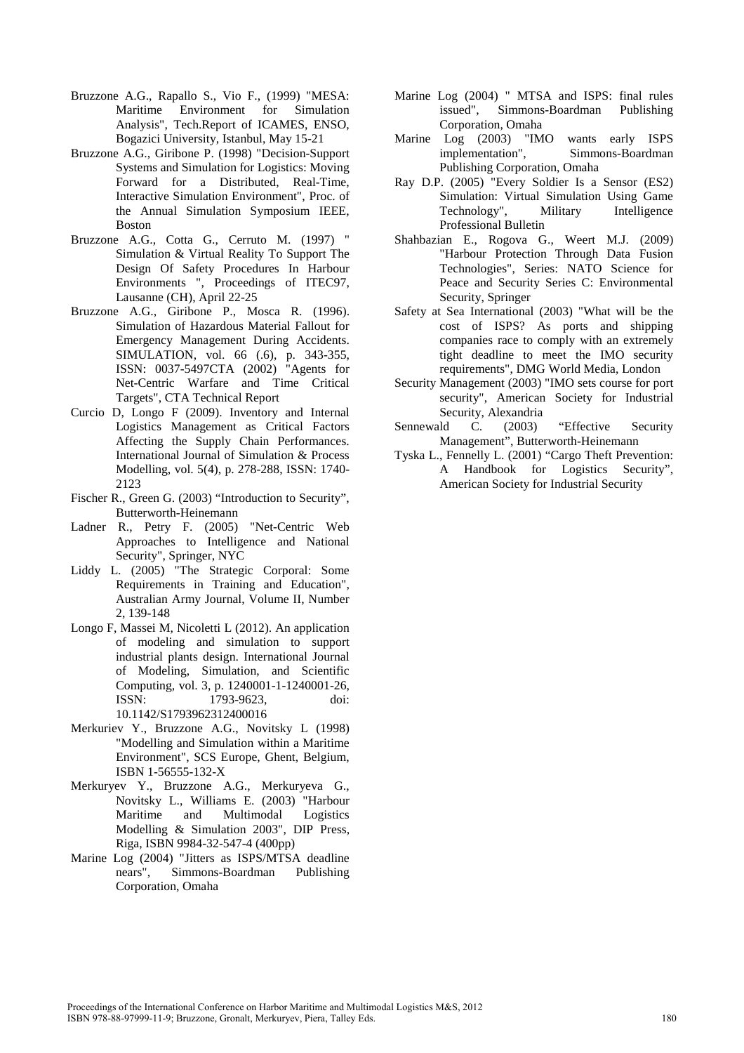Bruzzone A.G., Rapallo S., Vio F., (1999) "MESA: Maritime Environment for Simulation Analysis", Tech.Report of ICAMES, ENSO, Bogazici University, Istanbul, May 15-21

Bruzzone A.G., Giribone P. (1998) "Decision-Support Systems and Simulation for Logistics: Moving Forward for a Distributed, Real-Time, Interactive Simulation Environment", Proc. of the Annual Simulation Symposium IEEE, Boston

Bruzzone A.G., Cotta G., Cerruto M. (1997) " Simulation & Virtual Reality To Support The Design Of Safety Procedures In Harbour Environments ", Proceedings of ITEC97, Lausanne (CH), April 22-25

Bruzzone A.G., Giribone P., Mosca R. (1996). Simulation of Hazardous Material Fallout for Emergency Management During Accidents. SIMULATION, vol. 66 (.6), p. 343-355, ISSN: 0037-5497CTA (2002) "Agents for Net-Centric Warfare and Time Critical Targets", CTA Technical Report

Curcio D, Longo F (2009). Inventory and Internal Logistics Management as Critical Factors Affecting the Supply Chain Performances. International Journal of Simulation & Process Modelling, vol. 5(4), p. 278-288, ISSN: 1740-2123

Fischer R., Green G. (2003) "Introduction to Security", Butterworth-Heinemann

Ladner R., Petry F. (2005) "Net-Centric Web Approaches to Intelligence and National Security", Springer, NYC

Liddy L. (2005) "The Strategic Corporal: Some Requirements in Training and Education", Australian Army Journal, Volume II, Number 2, 139-148

Longo F, Massei M, Nicoletti L (2012). An application of modeling and simulation to support industrial plants design. International Journal of Modeling, Simulation, and Scientific Computing, vol. 3, p. 1240001-1-1240001-26, ISSN: 1793-9623, doi: 10.1142/S1793962312400016

Merkuriev Y., Bruzzone A.G., Novitsky L (1998) "Modelling and Simulation within a Maritime Environment", SCS Europe, Ghent, Belgium, ISBN 1-56555-132-X

Merkuryev Y., Bruzzone A.G., Merkuryeva G., Novitsky L., Williams E. (2003) "Harbour Maritime and Multimodal Logistics Modelling & Simulation 2003", DIP Press, Riga, ISBN 9984-32-547-4 (400pp)

Marine Log (2004) "Jitters as ISPS/MTSA deadline nears", Simmons-Boardman Publishing Corporation, Omaha

Marine Log (2004) " MTSA and ISPS: final rules issued", Simmons-Boardman Publishing Corporation, Omaha

Marine Log (2003) "IMO wants early ISPS implementation", Simmons-Boardman Publishing Corporation, Omaha

Ray D.P. (2005) "Every Soldier Is a Sensor (ES2) Simulation: Virtual Simulation Using Game Technology", Military Intelligence Professional Bulletin

Shahbazian E., Rogova G., Weert M.J. (2009) "Harbour Protection Through Data Fusion Technologies", Series: NATO Science for Peace and Security Series C: Environmental Security, Springer

Safety at Sea International (2003) "What will be the cost of ISPS? As ports and shipping companies race to comply with an extremely tight deadline to meet the IMO security requirements", DMG World Media, London

Security Management (2003) "IMO sets course for port security", American Society for Industrial Security, Alexandria

Sennewald C. (2003) "Effective Security Management", Butterworth-Heinemann

Tyska L., Fennelly L. (2001) "Cargo Theft Prevention: A Handbook for Logistics Security", American Society for Industrial Security